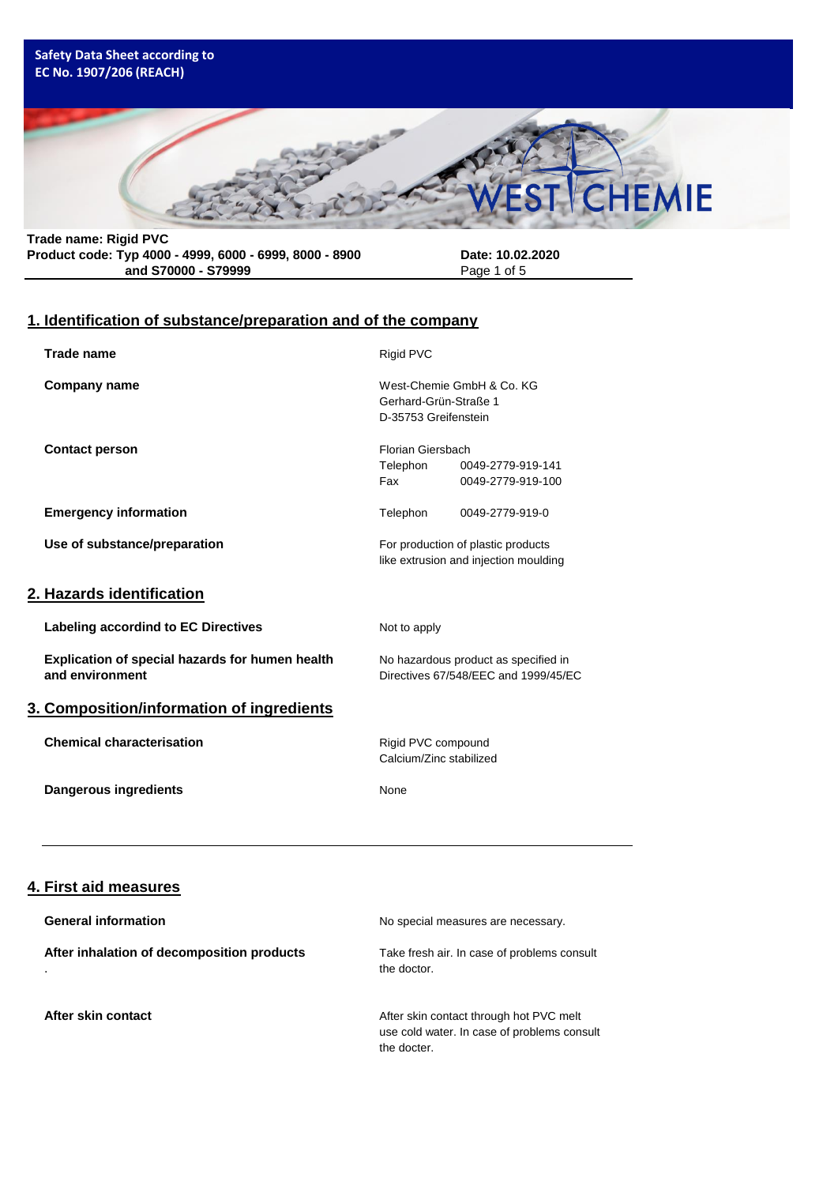**Safety Data Sheet according to EC No. 1907/206 (REACH)**

**Trade name: Rigid PVC**
**Product code: Typ 4000 - 4999, 6000 - 6999, 8000 - 8900 and S70000 - S79999**

**Date: 10.02.2020**

## 1. Identification of substance/preparation and of the company

| | |
|---|---|
| **Trade name** | Rigid PVC |
| **Company name** | West-Chemie GmbH & Co. KG<br>Gerhard-Grün-Straße 1<br>D-35753 Greifenstein |
| **Contact person** | Florian Giersbach<br>Telephon 0049-2779-919-141<br>Fax 0049-2779-919-100 |
| **Emergency information** | Telephon 0049-2779-919-0 |
| **Use of substance/preparation** | For production of plastic products like extrusion and injection moulding |

## 2. Hazards identification

| | |
|---|---|
| **Labeling accordind to EC Directives** | Not to apply |
| **Explication of special hazards for humen health and environment** | No hazardous product as specified in Directives 67/548/EEC and 1999/45/EC |

## 3. Composition/information of ingredients

| | |
|---|---|
| **Chemical characterisation** | Rigid PVC compound<br>Calcium/Zinc stabilized |
| **Dangerous ingredients** | None |

## 4. First aid measures

| | |
|---|---|
| **General information** | No special measures are necessary. |
| **After inhalation of decomposition products** | Take fresh air. In case of problems consult the doctor. |
| **After skin contact** | After skin contact through hot PVC melt use cold water. In case of problems consult the docter. |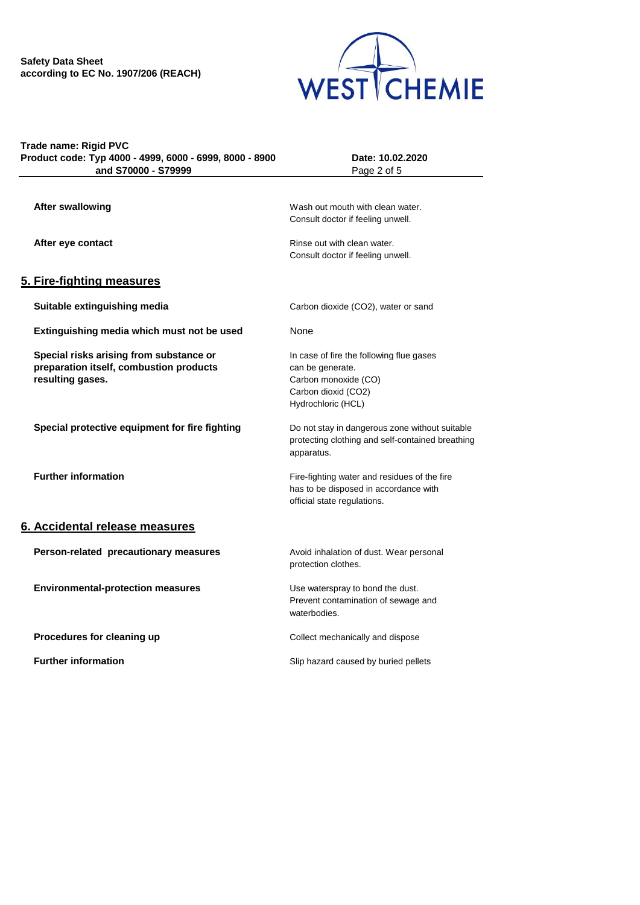**After swallowing** Wash out mouth with clean water. Consult doctor if feeling unwell.

**After eye contact** Rinse out with clean water. Consult doctor if feeling unwell.

## 5. Fire-fighting measures

| | |
|---|---|
| **Suitable extinguishing media** | Carbon dioxide ($CO_2$), water or sand |
| **Extinguishing media which must not be used** | None |
| **Special risks arising from substance or preparation itself, combustion products resulting gases.** | In case of fire the following flue gases can be generate.<br>Carbon monoxide (CO)<br>Carbon dioxid ($CO_2$)<br>Hydrochloric (HCL) |
| **Special protective equipment for fire fighting** | Do not stay in dangerous zone without suitable protecting clothing and self-contained breathing apparatus. |
| **Further information** | Fire-fighting water and residues of the fire has to be disposed in accordance with official state regulations. |

## 6. Accidental release measures

| | |
|---|---|
| **Person-related precautionary measures** | Avoid inhalation of dust. Wear personal protection clothes. |
| **Environmental-protection measures** | Use waterspray to bond the dust.<br>Prevent contamination of sewage and waterbodies. |
| **Procedures for cleaning up** | Collect mechanically and dispose |
| **Further information** | Slip hazard caused by buried pellets |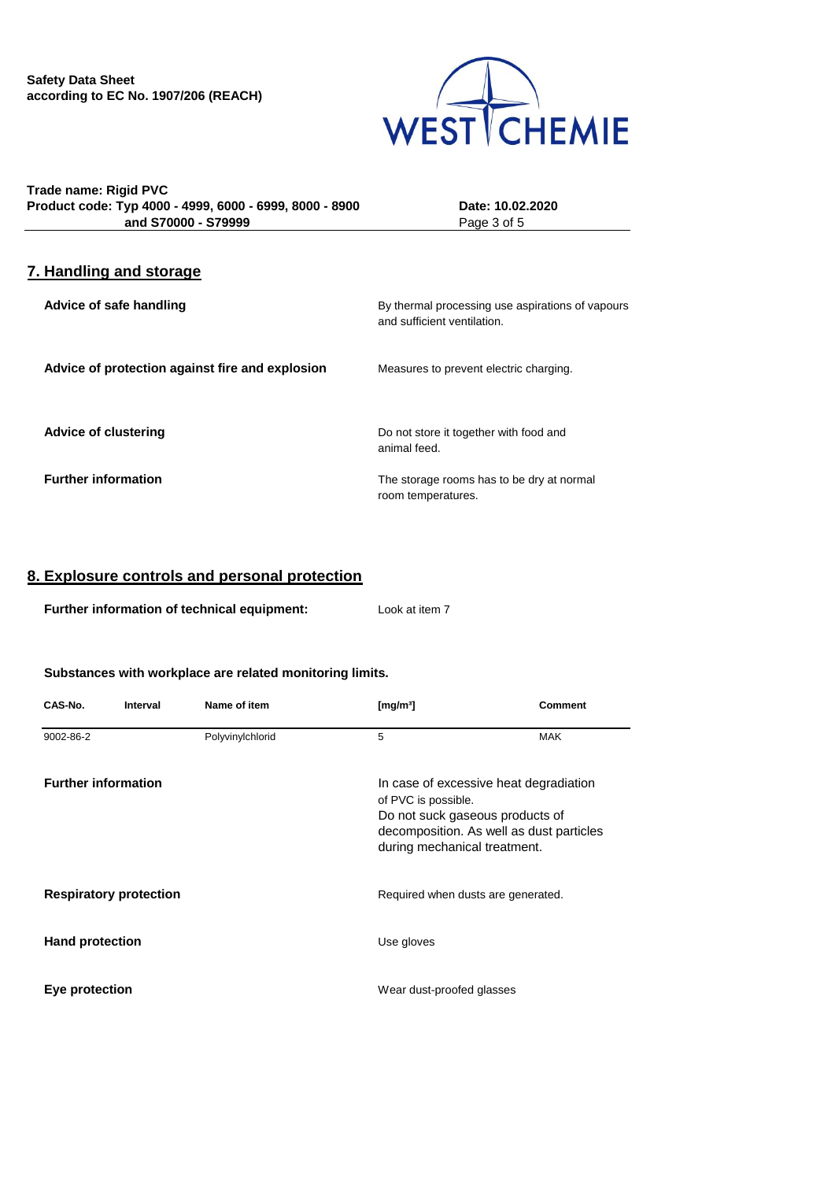## 7. Handling and storage

**Advice of safe handling**

By thermal processing use aspirations of vapours and sufficient ventilation.

**Advice of protection against fire and explosion**

Measures to prevent electric charging.

**Advice of clustering**

Do not store it together with food and animal feed.

**Further information**

The storage rooms has to be dry at normal room temperatures.

## 8. Explosure controls and personal protection

**Further information of technical equipment:** Look at item 7

**Substances with workplace are related monitoring limits.**

| CAS-No. | Interval | Name of item | [mg/m³] | Comment |
|---|---|---|---|---|
| 9002-86-2 | | Polyvinylchlorid | 5 | MAK |

**Further information**

In case of excessive heat degradiation of PVC is possible.
Do not suck gaseous products of decomposition. As well as dust particles during mechanical treatment.

**Respiratory protection**

Required when dusts are generated.

**Hand protection**

Use gloves

**Eye protection**

Wear dust-proofed glasses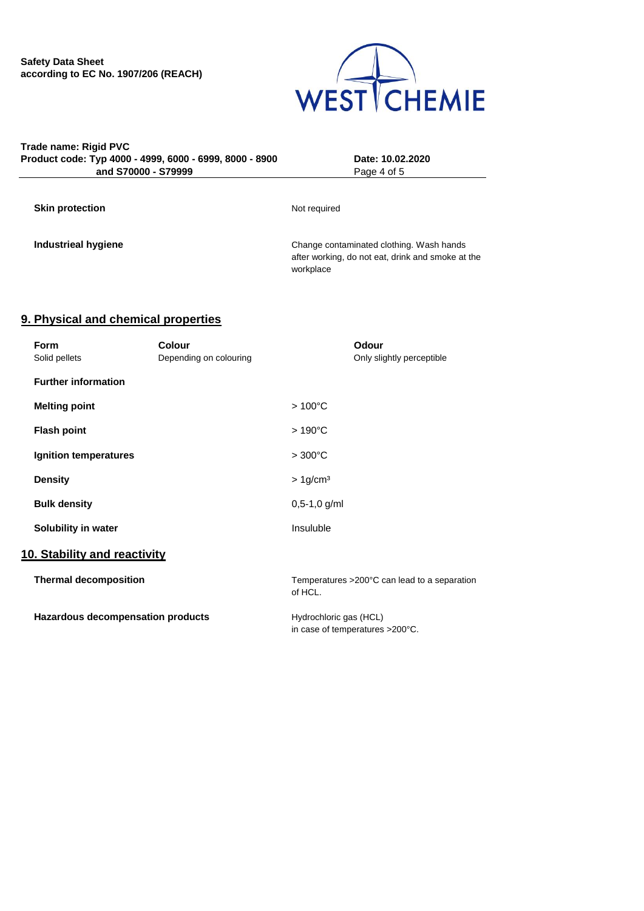**Skin protection** Not required

**Industrieal hygiene** Change contaminated clothing. Wash hands after working, do not eat, drink and smoke at the workplace

## 9. Physical and chemical properties

| Form | Colour | Odour |
|---|---|---|
| Solid pellets | Depending on colouring | Only slightly perceptible |

**Further information**

| | |
|---|---|
| **Melting point** | > 100°C |
| **Flash point** | > 190°C |
| **Ignition temperatures** | > 300°C |
| **Density** | > 1g/cm³ |
| **Bulk density** | 0,5-1,0 g/ml |
| **Solubility in water** | Insuluble |

## 10. Stability and reactivity

**Thermal decomposition** Temperatures >200°C can lead to a separation of HCL.

**Hazardous decompensation products** Hydrochloric gas (HCL) in case of temperatures >200°C.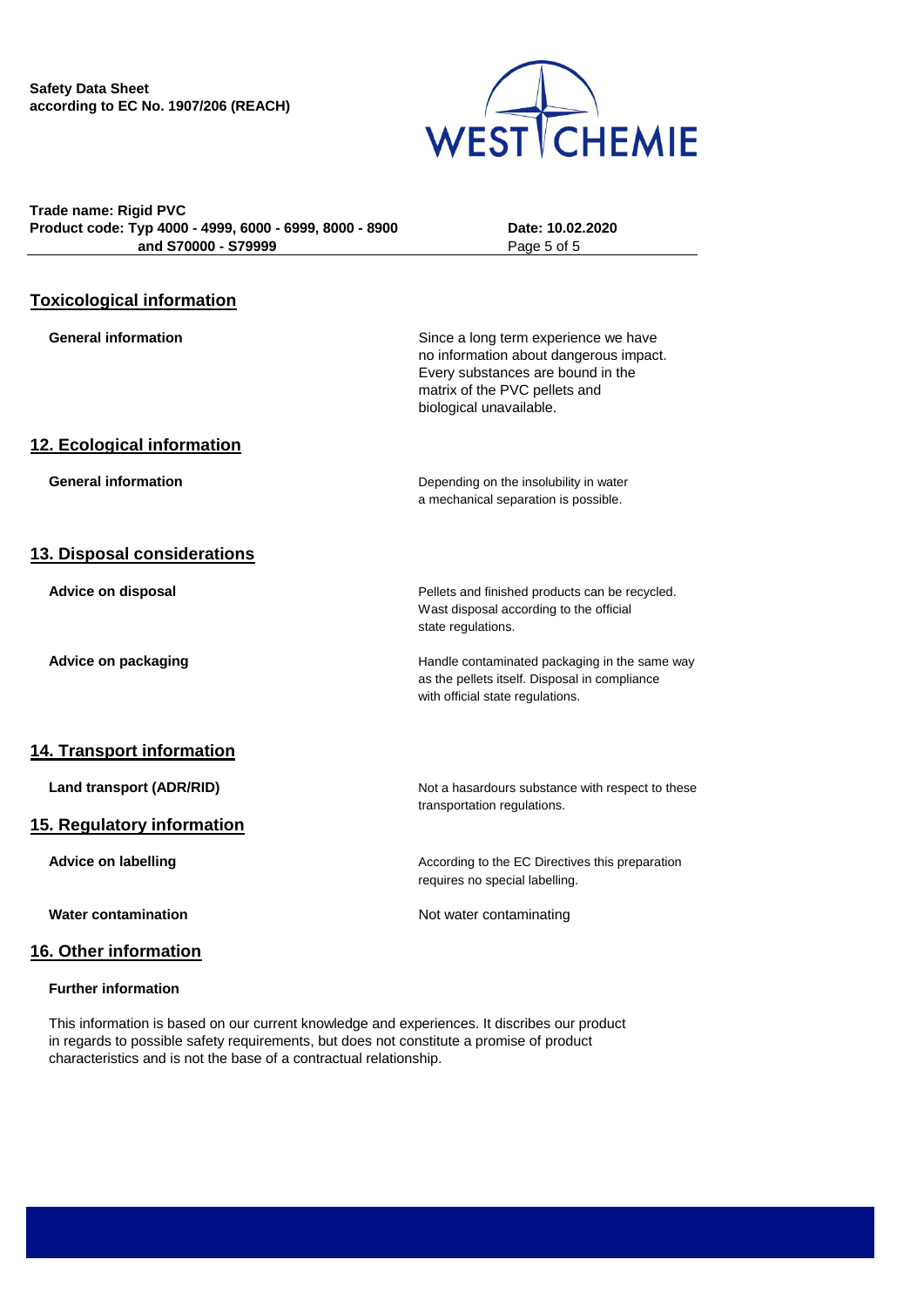## Toxicological information

**General information**

Since a long term experience we have no information about dangerous impact. Every substances are bound in the matrix of the PVC pellets and biological unavailable.

## 12. Ecological information

**General information**

Depending on the insolubility in water a mechanical separation is possible.

## 13. Disposal considerations

**Advice on disposal**

Pellets and finished products can be recycled. Wast disposal according to the official state regulations.

**Advice on packaging**

Handle contaminated packaging in the same way as the pellets itself. Disposal in compliance with official state regulations.

## 14. Transport information

**Land transport (ADR/RID)**

Not a hasardours substance with respect to these transportation regulations.

## 15. Regulatory information

**Advice on labelling**

According to the EC Directives this preparation requires no special labelling.

**Water contamination**

Not water contaminating

## 16. Other information

**Further information**

This information is based on our current knowledge and experiences. It discribes our product in regards to possible safety requirements, but does not constitute a promise of product characteristics and is not the base of a contractual relationship.